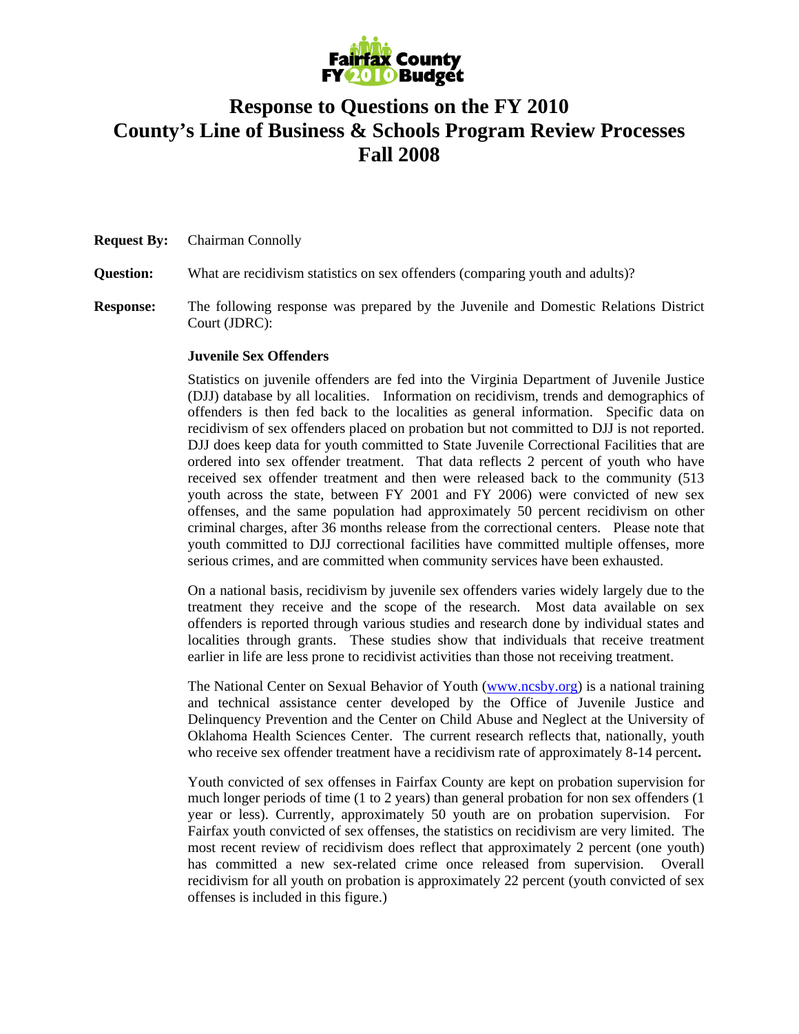Fairfax County FY 2010 Budget

# Response to Questions on the FY 2010 County's Line of Business & Schools Program Review Processes Fall 2008

**Request By:** Chairman Connolly

**Question:** What are recidivism statistics on sex offenders (comparing youth and adults)?

**Response:** The following response was prepared by the Juvenile and Domestic Relations District Court (JDRC):

**Juvenile Sex Offenders**

Statistics on juvenile offenders are fed into the Virginia Department of Juvenile Justice (DJJ) database by all localities. Information on recidivism, trends and demographics of offenders is then fed back to the localities as general information. Specific data on recidivism of sex offenders placed on probation but not committed to DJJ is not reported. DJJ does keep data for youth committed to State Juvenile Correctional Facilities that are ordered into sex offender treatment. That data reflects 2 percent of youth who have received sex offender treatment and then were released back to the community (513 youth across the state, between FY 2001 and FY 2006) were convicted of new sex offenses, and the same population had approximately 50 percent recidivism on other criminal charges, after 36 months release from the correctional centers. Please note that youth committed to DJJ correctional facilities have committed multiple offenses, more serious crimes, and are committed when community services have been exhausted.

On a national basis, recidivism by juvenile sex offenders varies widely largely due to the treatment they receive and the scope of the research. Most data available on sex offenders is reported through various studies and research done by individual states and localities through grants. These studies show that individuals that receive treatment earlier in life are less prone to recidivist activities than those not receiving treatment.

The National Center on Sexual Behavior of Youth (www.ncsby.org) is a national training and technical assistance center developed by the Office of Juvenile Justice and Delinquency Prevention and the Center on Child Abuse and Neglect at the University of Oklahoma Health Sciences Center. The current research reflects that, nationally, youth who receive sex offender treatment have a recidivism rate of approximately 8-14 percent.

Youth convicted of sex offenses in Fairfax County are kept on probation supervision for much longer periods of time (1 to 2 years) than general probation for non sex offenders (1 year or less). Currently, approximately 50 youth are on probation supervision. For Fairfax youth convicted of sex offenses, the statistics on recidivism are very limited. The most recent review of recidivism does reflect that approximately 2 percent (one youth) has committed a new sex-related crime once released from supervision. Overall recidivism for all youth on probation is approximately 22 percent (youth convicted of sex offenses is included in this figure.)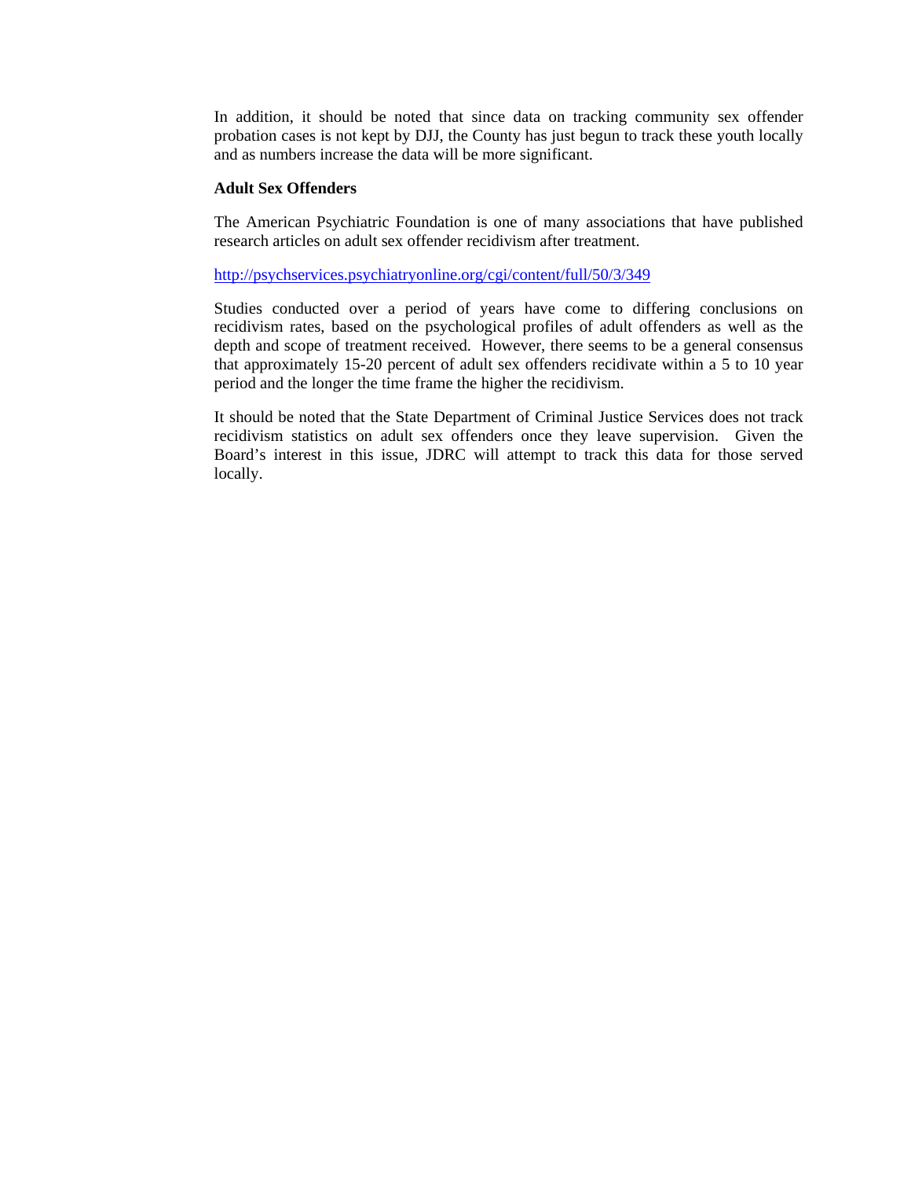In addition, it should be noted that since data on tracking community sex offender probation cases is not kept by DJJ, the County has just begun to track these youth locally and as numbers increase the data will be more significant.

**Adult Sex Offenders**

The American Psychiatric Foundation is one of many associations that have published research articles on adult sex offender recidivism after treatment.

http://psychservices.psychiatryonline.org/cgi/content/full/50/3/349

Studies conducted over a period of years have come to differing conclusions on recidivism rates, based on the psychological profiles of adult offenders as well as the depth and scope of treatment received. However, there seems to be a general consensus that approximately 15-20 percent of adult sex offenders recidivate within a 5 to 10 year period and the longer the time frame the higher the recidivism.

It should be noted that the State Department of Criminal Justice Services does not track recidivism statistics on adult sex offenders once they leave supervision. Given the Board's interest in this issue, JDRC will attempt to track this data for those served locally.